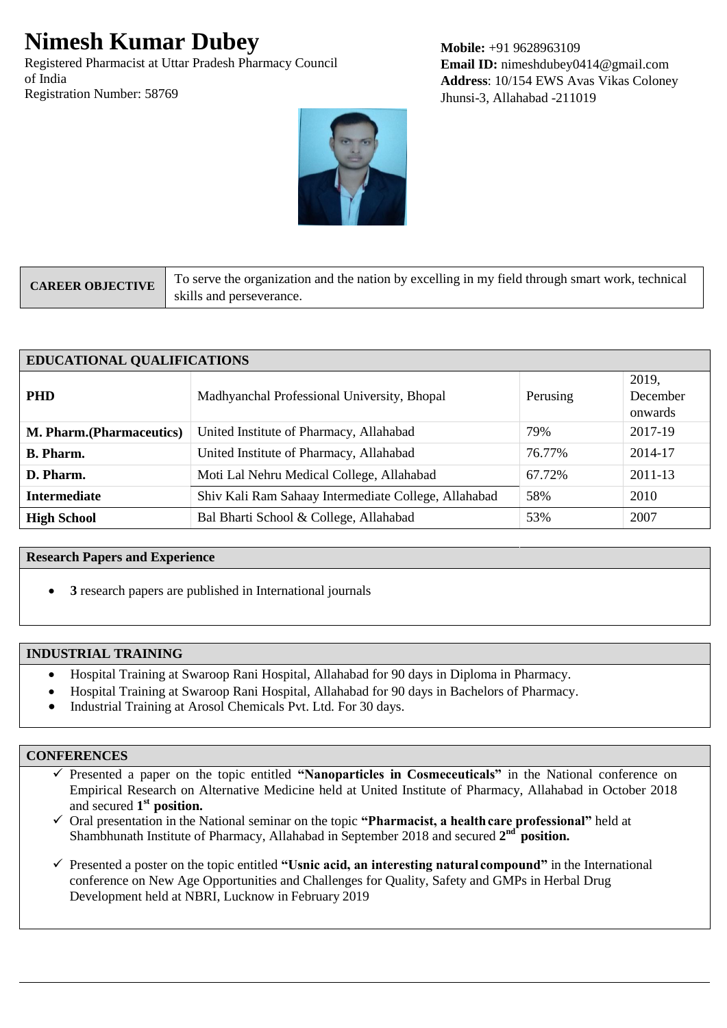# Nimesh Kumar Dubey

Registered Pharmacist at Uttar Pradesh Pharmacy Council of India
Registration Number: 58769

**Mobile:** +91 9628963109
**Email ID:** nimeshdubey0414@gmail.com
**Address**: 10/154 EWS Avas Vikas Coloney Jhunsi-3, Allahabad -211019

| **CAREER OBJECTIVE** | To serve the organization and the nation by excelling in my field through smart work, technical skills and perseverance. |
|---|---|

| **EDUCATIONAL QUALIFICATIONS** | | | |
|---|---|---|---|
| **PHD** | Madhyanchal Professional University, Bhopal | Perusing | 2019, December onwards |
| **M. Pharm.(Pharmaceutics)** | United Institute of Pharmacy, Allahabad | 79% | 2017-19 |
| **B. Pharm.** | United Institute of Pharmacy, Allahabad | 76.77% | 2014-17 |
| **D. Pharm.** | Moti Lal Nehru Medical College, Allahabad | 67.72% | 2011-13 |
| **Intermediate** | Shiv Kali Ram Sahaay Intermediate College, Allahabad | 58% | 2010 |
| **High School** | Bal Bharti School & College, Allahabad | 53% | 2007 |

## Research Papers and Experience

- **3** research papers are published in International journals

## INDUSTRIAL TRAINING

- Hospital Training at Swaroop Rani Hospital, Allahabad for 90 days in Diploma in Pharmacy.
- Hospital Training at Swaroop Rani Hospital, Allahabad for 90 days in Bachelors of Pharmacy.
- Industrial Training at Arosol Chemicals Pvt. Ltd. For 30 days.

## CONFERENCES

- ✓ Presented a paper on the topic entitled **"Nanoparticles in Cosmeceuticals"** in the National conference on Empirical Research on Alternative Medicine held at United Institute of Pharmacy, Allahabad in October 2018 and secured **1st position.**
- ✓ Oral presentation in the National seminar on the topic **"Pharmacist, a health care professional"** held at Shambhunath Institute of Pharmacy, Allahabad in September 2018 and secured **2nd position.**
- ✓ Presented a poster on the topic entitled **"Usnic acid, an interesting natural compound"** in the International conference on New Age Opportunities and Challenges for Quality, Safety and GMPs in Herbal Drug Development held at NBRI, Lucknow in February 2019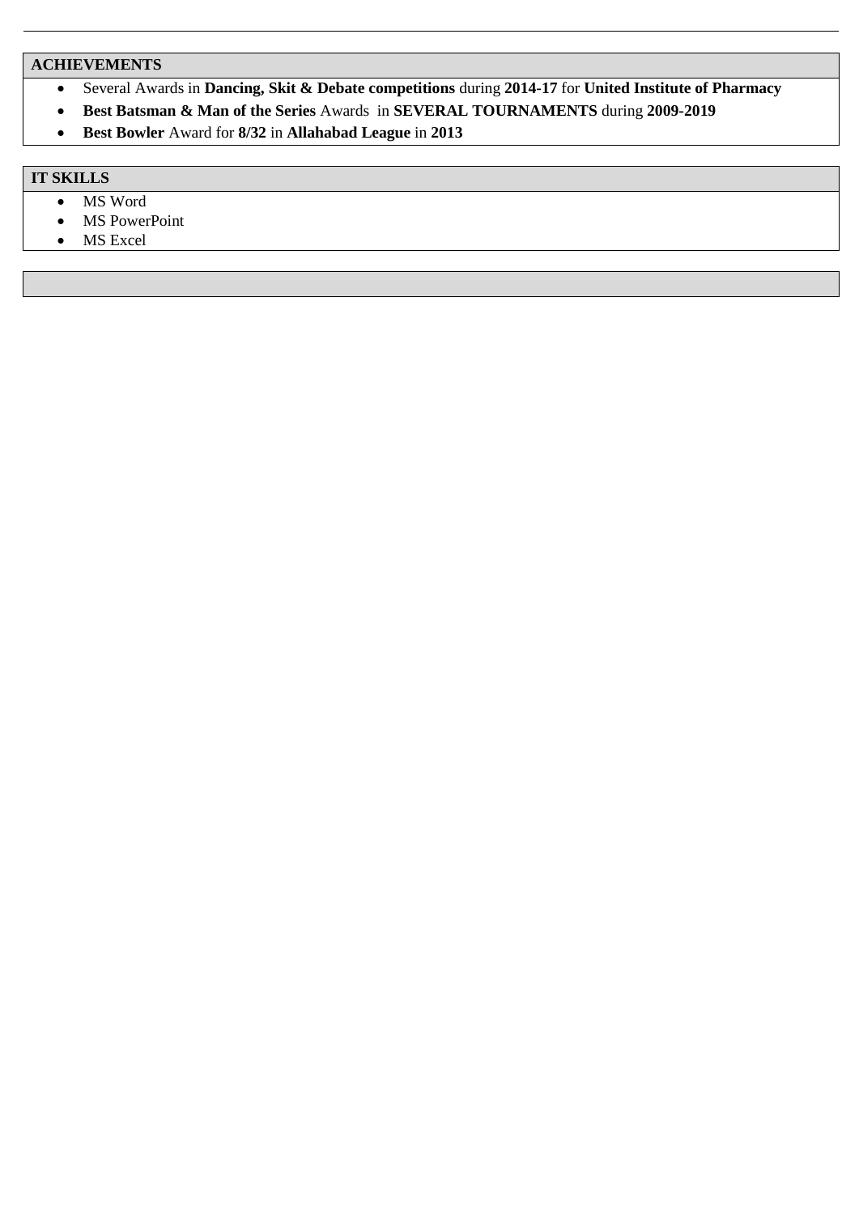## ACHIEVEMENTS

- Several Awards in **Dancing, Skit & Debate competitions** during **2014-17** for **United Institute of Pharmacy**
- **Best Batsman & Man of the Series** Awards in **SEVERAL TOURNAMENTS** during **2009-2019**
- **Best Bowler** Award for **8/32** in **Allahabad League** in **2013**

## IT SKILLS

- MS Word
- MS PowerPoint
- MS Excel